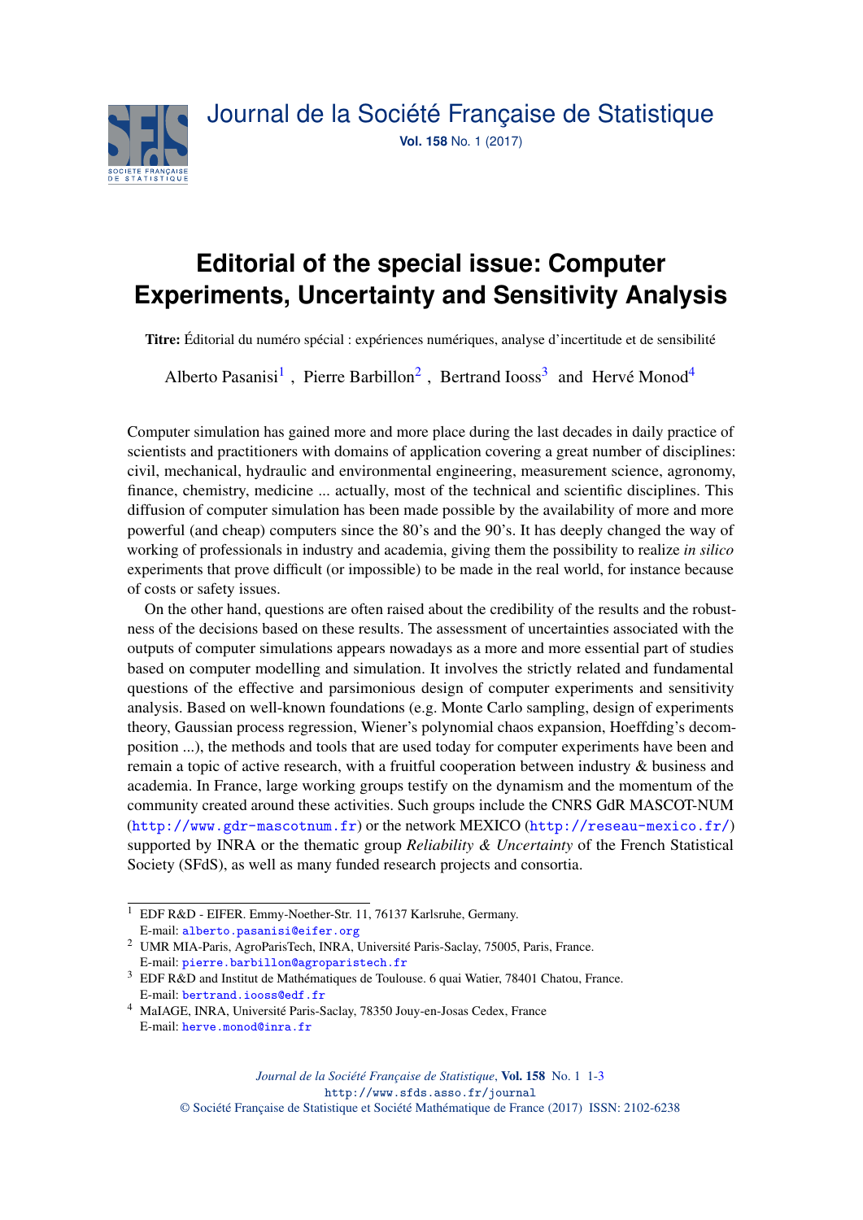# Editorial of the special issue: Computer Experiments, Uncertainty and Sensitivity Analysis

**Titre:** Éditorial du numéro spécial : expériences numériques, analyse d'incertitude et de sensibilité

Alberto Pasanisi[1] , Pierre Barbillon[2] , Bertrand Iooss[3] and Hervé Monod[4]

Computer simulation has gained more and more place during the last decades in daily practice of scientists and practitioners with domains of application covering a great number of disciplines: civil, mechanical, hydraulic and environmental engineering, measurement science, agronomy, finance, chemistry, medicine ... actually, most of the technical and scientific disciplines. This diffusion of computer simulation has been made possible by the availability of more and more powerful (and cheap) computers since the 80's and the 90's. It has deeply changed the way of working of professionals in industry and academia, giving them the possibility to realize *in silico* experiments that prove difficult (or impossible) to be made in the real world, for instance because of costs or safety issues.

On the other hand, questions are often raised about the credibility of the results and the robustness of the decisions based on these results. The assessment of uncertainties associated with the outputs of computer simulations appears nowadays as a more and more essential part of studies based on computer modelling and simulation. It involves the strictly related and fundamental questions of the effective and parsimonious design of computer experiments and sensitivity analysis. Based on well-known foundations (e.g. Monte Carlo sampling, design of experiments theory, Gaussian process regression, Wiener's polynomial chaos expansion, Hoeffding's decomposition ...), the methods and tools that are used today for computer experiments have been and remain a topic of active research, with a fruitful cooperation between industry & business and academia. In France, large working groups testify on the dynamism and the momentum of the community created around these activities. Such groups include the CNRS GdR MASCOT-NUM (http://www.gdr-mascotnum.fr) or the network MEXICO (http://reseau-mexico.fr/) supported by INRA or the thematic group *Reliability & Uncertainty* of the French Statistical Society (SFdS), as well as many funded research projects and consortia.

[1] EDF R&D - EIFER. Emmy-Noether-Str. 11, 76137 Karlsruhe, Germany.
E-mail: alberto.pasanisi@eifer.org

[2] UMR MIA-Paris, AgroParisTech, INRA, Université Paris-Saclay, 75005, Paris, France.
E-mail: pierre.barbillon@agroparistech.fr

[3] EDF R&D and Institut de Mathématiques de Toulouse. 6 quai Watier, 78401 Chatou, France.
E-mail: bertrand.iooss@edf.fr

[4] MaIAGE, INRA, Université Paris-Saclay, 78350 Jouy-en-Josas Cedex, France
E-mail: herve.monod@inra.fr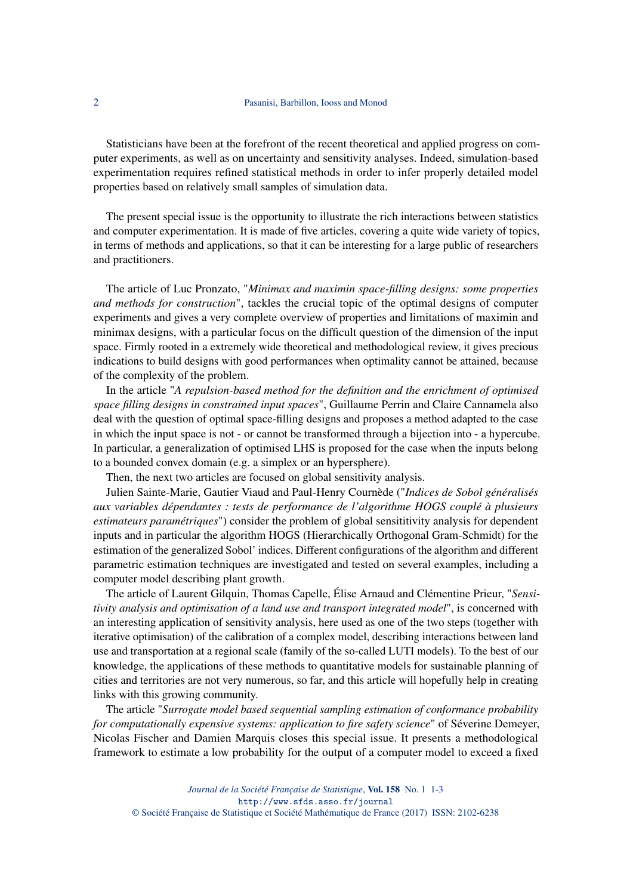Statisticians have been at the forefront of the recent theoretical and applied progress on computer experiments, as well as on uncertainty and sensitivity analyses. Indeed, simulation-based experimentation requires refined statistical methods in order to infer properly detailed model properties based on relatively small samples of simulation data.

The present special issue is the opportunity to illustrate the rich interactions between statistics and computer experimentation. It is made of five articles, covering a quite wide variety of topics, in terms of methods and applications, so that it can be interesting for a large public of researchers and practitioners.

The article of Luc Pronzato, "*Minimax and maximin space-filling designs: some properties and methods for construction*", tackles the crucial topic of the optimal designs of computer experiments and gives a very complete overview of properties and limitations of maximin and minimax designs, with a particular focus on the difficult question of the dimension of the input space. Firmly rooted in a extremely wide theoretical and methodological review, it gives precious indications to build designs with good performances when optimality cannot be attained, because of the complexity of the problem.

In the article "*A repulsion-based method for the definition and the enrichment of optimised space filling designs in constrained input spaces*", Guillaume Perrin and Claire Cannamela also deal with the question of optimal space-filling designs and proposes a method adapted to the case in which the input space is not - or cannot be transformed through a bijection into - a hypercube. In particular, a generalization of optimised LHS is proposed for the case when the inputs belong to a bounded convex domain (e.g. a simplex or an hypersphere).

Then, the next two articles are focused on global sensitivity analysis.

Julien Sainte-Marie, Gautier Viaud and Paul-Henry Cournède ("*Indices de Sobol généralisés aux variables dépendantes : tests de performance de l'algorithme HOGS couplé à plusieurs estimateurs paramétriques*") consider the problem of global sensititivity analysis for dependent inputs and in particular the algorithm HOGS (Hierarchically Orthogonal Gram-Schmidt) for the estimation of the generalized Sobol' indices. Different configurations of the algorithm and different parametric estimation techniques are investigated and tested on several examples, including a computer model describing plant growth.

The article of Laurent Gilquin, Thomas Capelle, Élise Arnaud and Clémentine Prieur, "*Sensitivity analysis and optimisation of a land use and transport integrated model*", is concerned with an interesting application of sensitivity analysis, here used as one of the two steps (together with iterative optimisation) of the calibration of a complex model, describing interactions between land use and transportation at a regional scale (family of the so-called LUTI models). To the best of our knowledge, the applications of these methods to quantitative models for sustainable planning of cities and territories are not very numerous, so far, and this article will hopefully help in creating links with this growing community.

The article "*Surrogate model based sequential sampling estimation of conformance probability for computationally expensive systems: application to fire safety science*" of Séverine Demeyer, Nicolas Fischer and Damien Marquis closes this special issue. It presents a methodological framework to estimate a low probability for the output of a computer model to exceed a fixed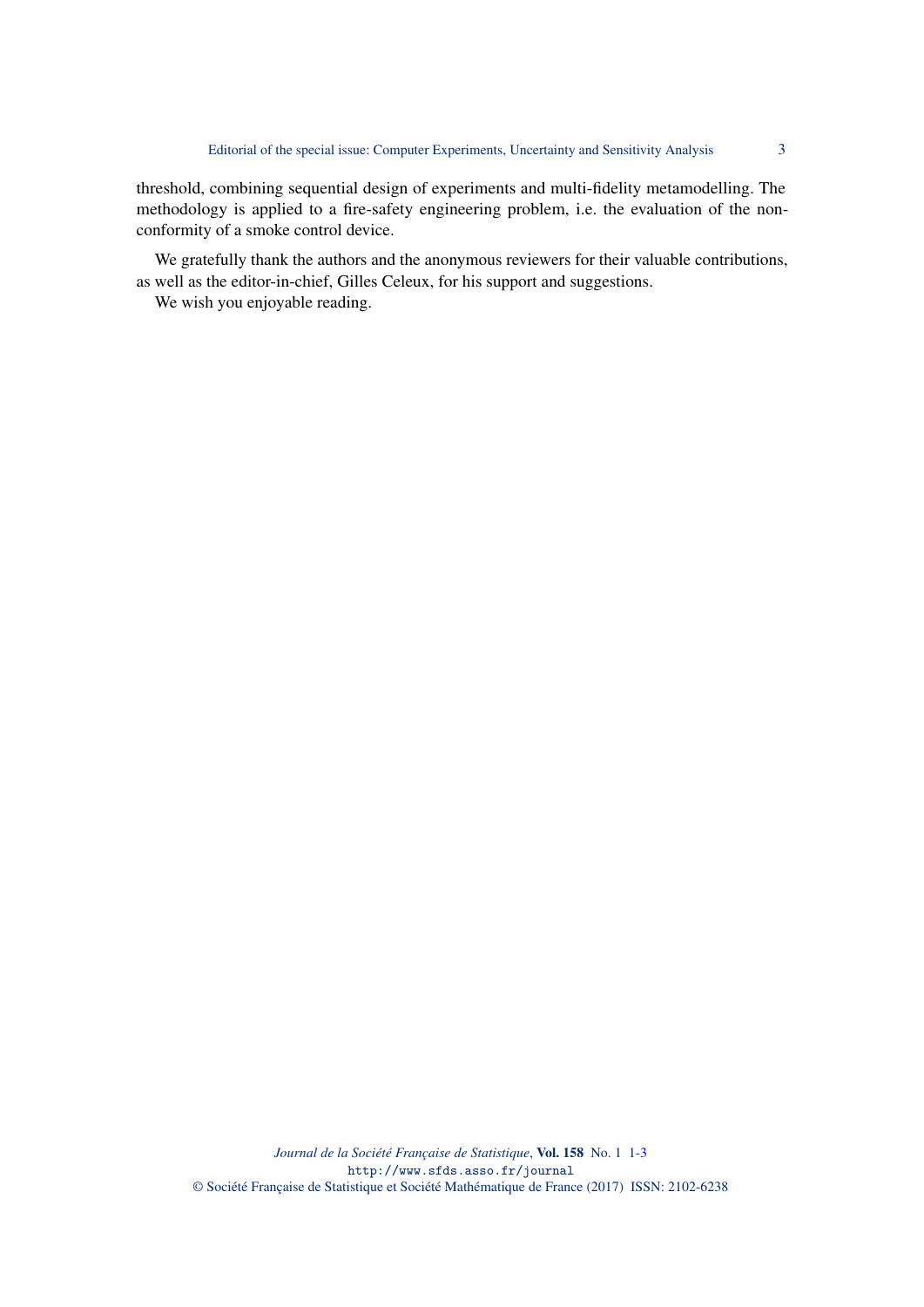threshold, combining sequential design of experiments and multi-fidelity metamodelling. The methodology is applied to a fire-safety engineering problem, i.e. the evaluation of the non-conformity of a smoke control device.

We gratefully thank the authors and the anonymous reviewers for their valuable contributions, as well as the editor-in-chief, Gilles Celeux, for his support and suggestions.

We wish you enjoyable reading.